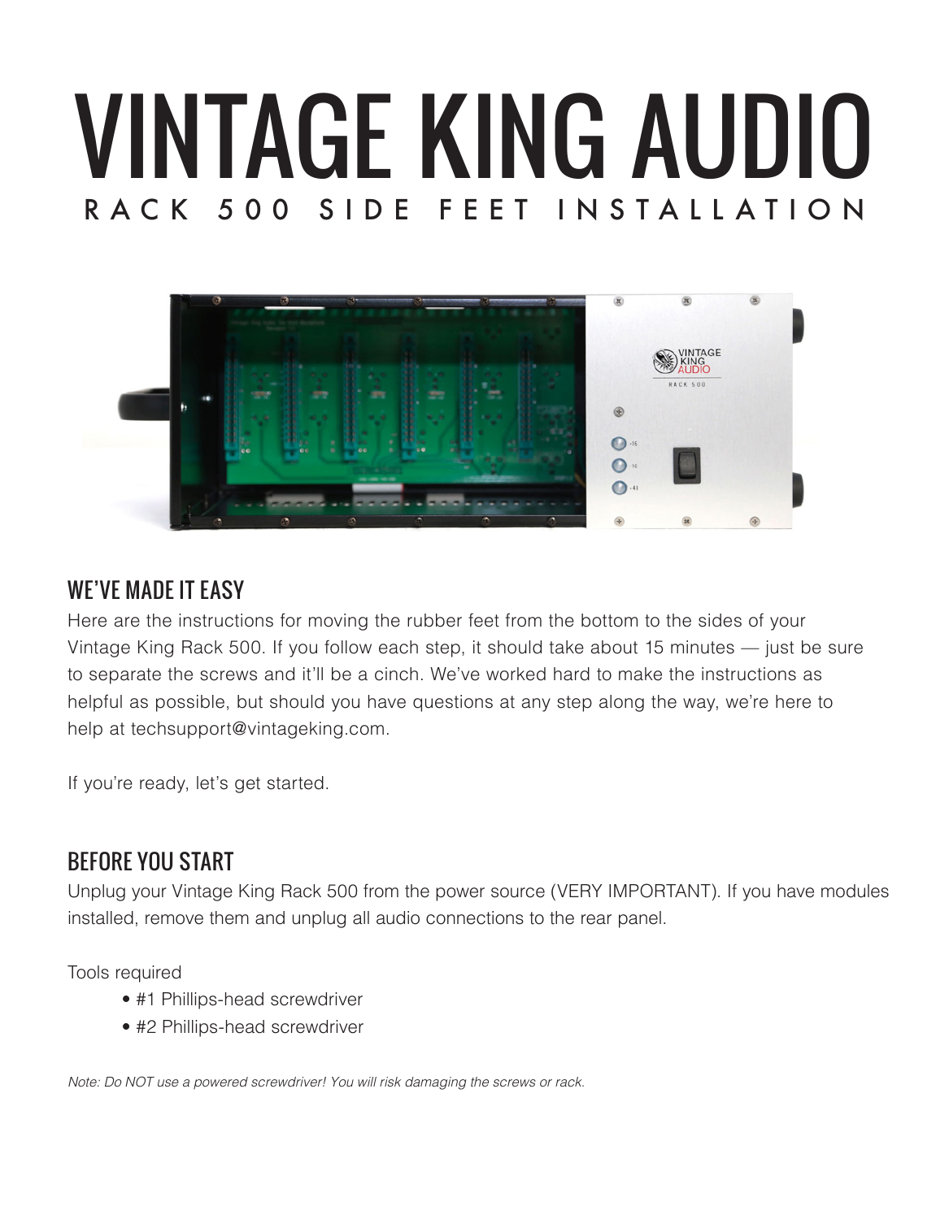# VINTAGE KING AUDIO

## RACK 500 SIDE FEET INSTALLATION

## WE'VE MADE IT EASY

Here are the instructions for moving the rubber feet from the bottom to the sides of your Vintage King Rack 500. If you follow each step, it should take about 15 minutes — just be sure to separate the screws and it'll be a cinch. We've worked hard to make the instructions as helpful as possible, but should you have questions at any step along the way, we're here to help at techsupport@vintageking.com.

If you're ready, let's get started.

## BEFORE YOU START

Unplug your Vintage King Rack 500 from the power source (VERY IMPORTANT). If you have modules installed, remove them and unplug all audio connections to the rear panel.

Tools required

- #1 Phillips-head screwdriver
- #2 Phillips-head screwdriver

*Note: Do NOT use a powered screwdriver! You will risk damaging the screws or rack.*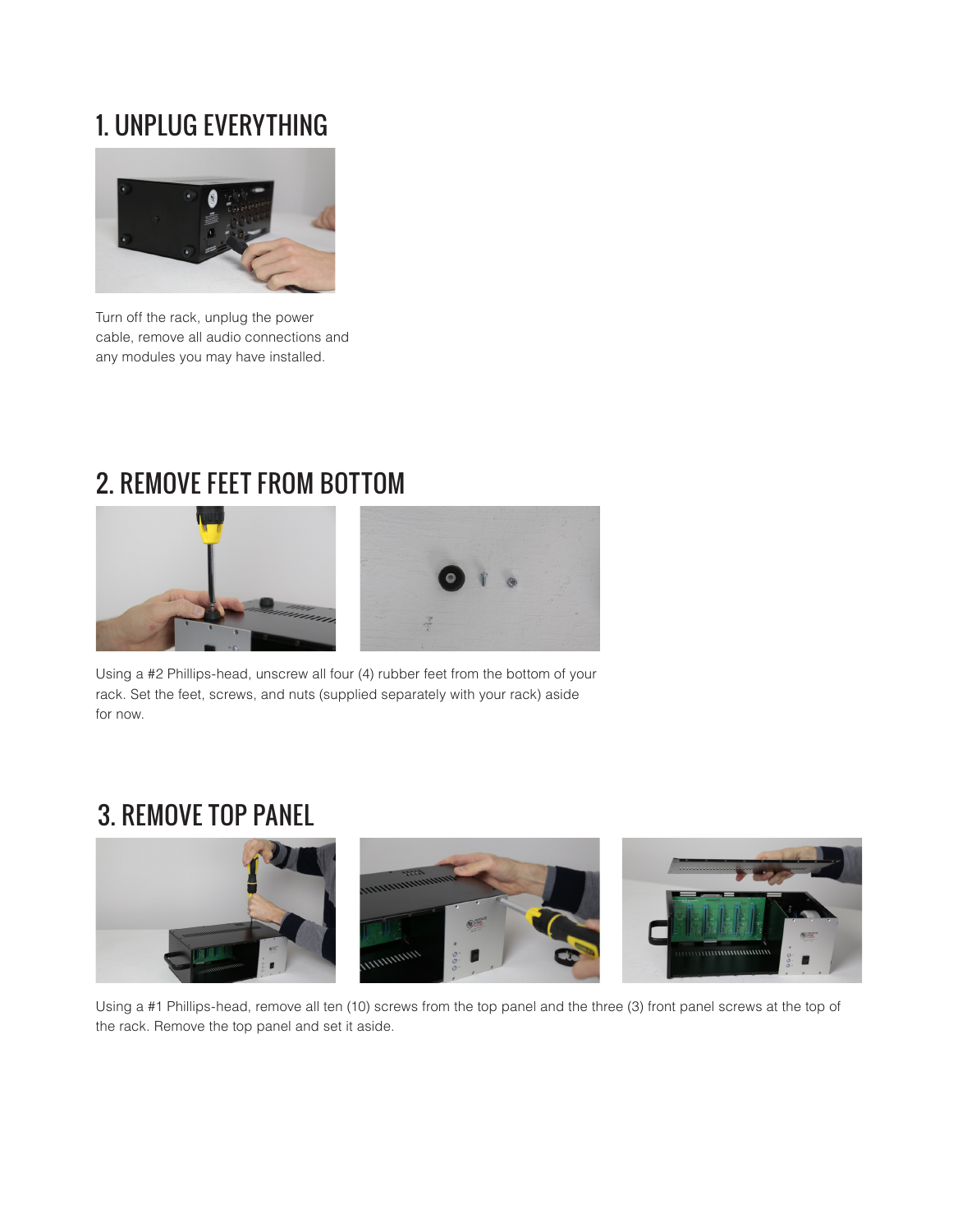## 1. UNPLUG EVERYTHING

Turn off the rack, unplug the power cable, remove all audio connections and any modules you may have installed.

## 2. REMOVE FEET FROM BOTTOM

Using a #2 Phillips-head, unscrew all four (4) rubber feet from the bottom of your rack. Set the feet, screws, and nuts (supplied separately with your rack) aside for now.

## 3. REMOVE TOP PANEL

Using a #1 Phillips-head, remove all ten (10) screws from the top panel and the three (3) front panel screws at the top of the rack. Remove the top panel and set it aside.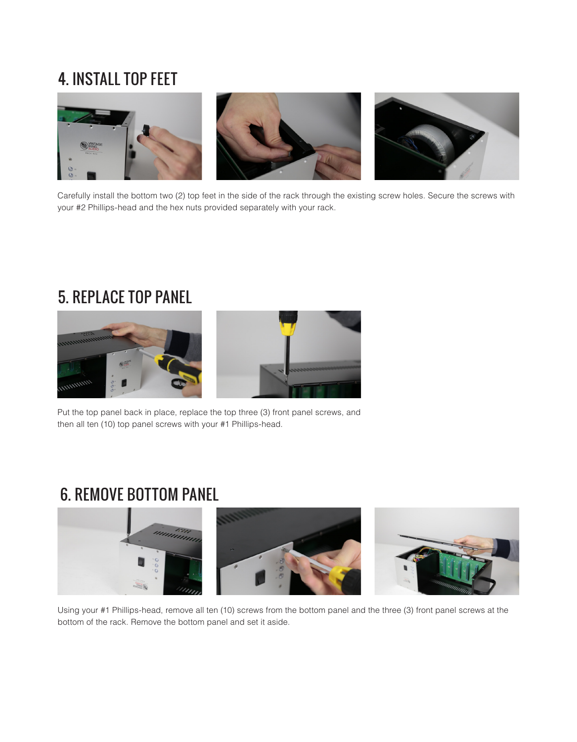# 4. INSTALL TOP FEET

Carefully install the bottom two (2) top feet in the side of the rack through the existing screw holes. Secure the screws with your #2 Phillips-head and the hex nuts provided separately with your rack.

# 5. REPLACE TOP PANEL

Put the top panel back in place, replace the top three (3) front panel screws, and then all ten (10) top panel screws with your #1 Phillips-head.

# 6. REMOVE BOTTOM PANEL

Using your #1 Phillips-head, remove all ten (10) screws from the bottom panel and the three (3) front panel screws at the bottom of the rack. Remove the bottom panel and set it aside.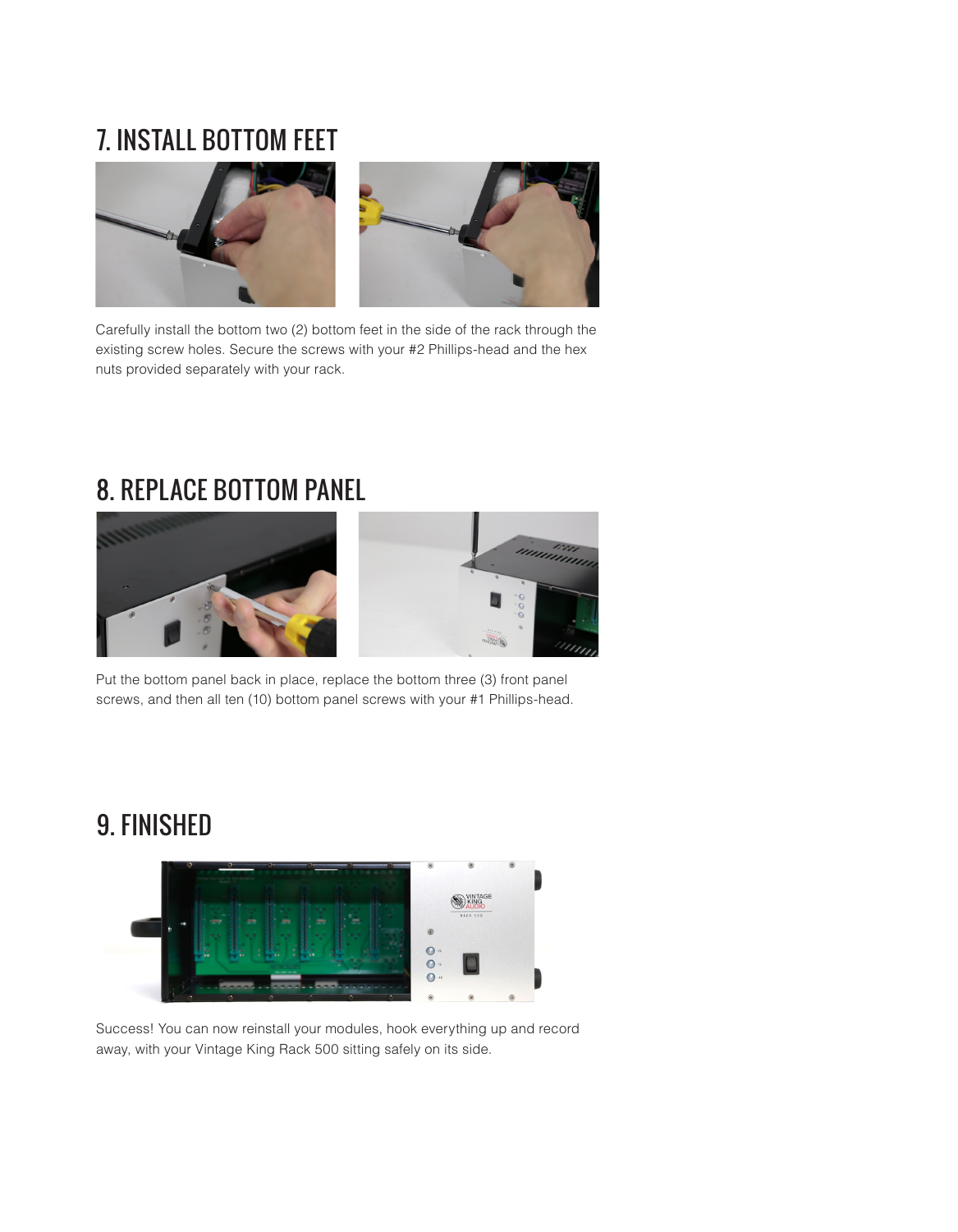## 7. INSTALL BOTTOM FEET

Carefully install the bottom two (2) bottom feet in the side of the rack through the existing screw holes. Secure the screws with your #2 Phillips-head and the hex nuts provided separately with your rack.

## 8. REPLACE BOTTOM PANEL

Put the bottom panel back in place, replace the bottom three (3) front panel screws, and then all ten (10) bottom panel screws with your #1 Phillips-head.

## 9. FINISHED

Success! You can now reinstall your modules, hook everything up and record away, with your Vintage King Rack 500 sitting safely on its side.